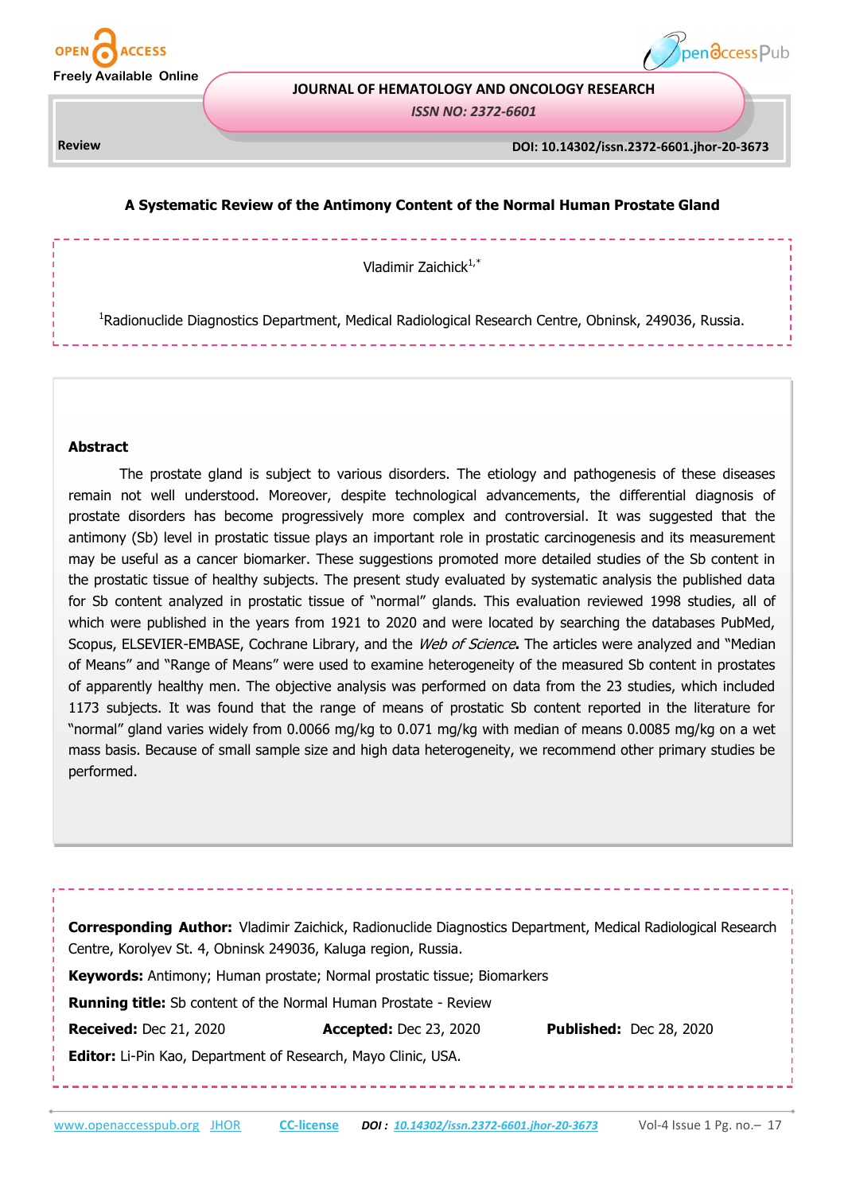Review

DOI: 10.14302/issn.2372-6601.jhor-20-3673

# A Systematic Review of the Antimony Content of the Normal Human Prostate Gland

Vladimir Zaichick[1,*]

[1]Radionuclide Diagnostics Department, Medical Radiological Research Centre, Obninsk, 249036, Russia.

## Abstract

The prostate gland is subject to various disorders. The etiology and pathogenesis of these diseases remain not well understood. Moreover, despite technological advancements, the differential diagnosis of prostate disorders has become progressively more complex and controversial. It was suggested that the antimony (Sb) level in prostatic tissue plays an important role in prostatic carcinogenesis and its measurement may be useful as a cancer biomarker. These suggestions promoted more detailed studies of the Sb content in the prostatic tissue of healthy subjects. The present study evaluated by systematic analysis the published data for Sb content analyzed in prostatic tissue of "normal" glands. This evaluation reviewed 1998 studies, all of which were published in the years from 1921 to 2020 and were located by searching the databases PubMed, Scopus, ELSEVIER-EMBASE, Cochrane Library, and the *Web of Science***.** The articles were analyzed and "Median of Means" and "Range of Means" were used to examine heterogeneity of the measured Sb content in prostates of apparently healthy men. The objective analysis was performed on data from the 23 studies, which included 1173 subjects. It was found that the range of means of prostatic Sb content reported in the literature for "normal" gland varies widely from 0.0066 mg/kg to 0.071 mg/kg with median of means 0.0085 mg/kg on a wet mass basis. Because of small sample size and high data heterogeneity, we recommend other primary studies be performed.

**Corresponding Author:** Vladimir Zaichick, Radionuclide Diagnostics Department, Medical Radiological Research Centre, Korolyev St. 4, Obninsk 249036, Kaluga region, Russia.

**Keywords:** Antimony; Human prostate; Normal prostatic tissue; Biomarkers

**Running title:** Sb content of the Normal Human Prostate - Review

**Received:** Dec 21, 2020 **Accepted:** Dec 23, 2020 **Published:** Dec 28, 2020

**Editor:** Li-Pin Kao, Department of Research, Mayo Clinic, USA.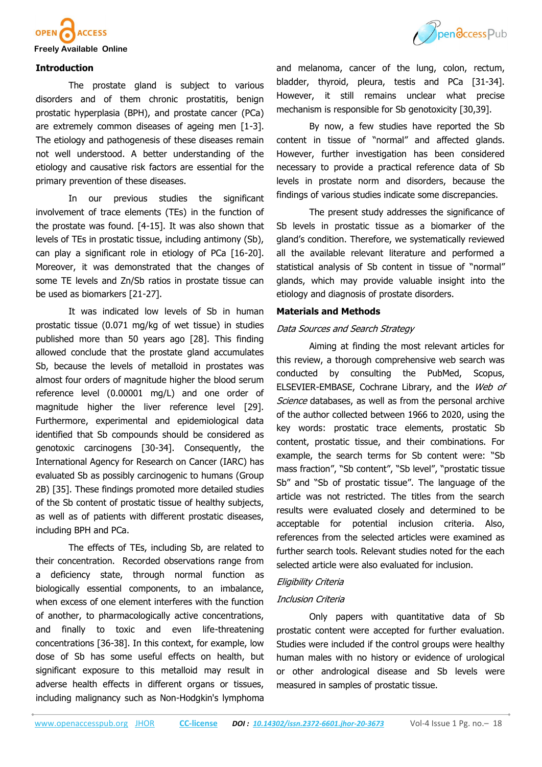## Introduction

The prostate gland is subject to various disorders and of them chronic prostatitis, benign prostatic hyperplasia (BPH), and prostate cancer (PCa) are extremely common diseases of ageing men [1-3]. The etiology and pathogenesis of these diseases remain not well understood. A better understanding of the etiology and causative risk factors are essential for the primary prevention of these diseases.

In our previous studies the significant involvement of trace elements (TEs) in the function of the prostate was found. [4-15]. It was also shown that levels of TEs in prostatic tissue, including antimony (Sb), can play a significant role in etiology of PCa [16-20]. Moreover, it was demonstrated that the changes of some TE levels and Zn/Sb ratios in prostate tissue can be used as biomarkers [21-27].

It was indicated low levels of Sb in human prostatic tissue (0.071 mg/kg of wet tissue) in studies published more than 50 years ago [28]. This finding allowed conclude that the prostate gland accumulates Sb, because the levels of metalloid in prostates was almost four orders of magnitude higher the blood serum reference level (0.00001 mg/L) and one order of magnitude higher the liver reference level [29]. Furthermore, experimental and epidemiological data identified that Sb compounds should be considered as genotoxic carcinogens [30-34]. Consequently, the International Agency for Research on Cancer (IARC) has evaluated Sb as possibly carcinogenic to humans (Group 2B) [35]. These findings promoted more detailed studies of the Sb content of prostatic tissue of healthy subjects, as well as of patients with different prostatic diseases, including BPH and PCa.

The effects of TEs, including Sb, are related to their concentration. Recorded observations range from a deficiency state, through normal function as biologically essential components, to an imbalance, when excess of one element interferes with the function of another, to pharmacologically active concentrations, and finally to toxic and even life-threatening concentrations [36-38]. In this context, for example, low dose of Sb has some useful effects on health, but significant exposure to this metalloid may result in adverse health effects in different organs or tissues, including malignancy such as Non-Hodgkin's lymphoma and melanoma, cancer of the lung, colon, rectum, bladder, thyroid, pleura, testis and PCa [31-34]. However, it still remains unclear what precise mechanism is responsible for Sb genotoxicity [30,39].

By now, a few studies have reported the Sb content in tissue of "normal" and affected glands. However, further investigation has been considered necessary to provide a practical reference data of Sb levels in prostate norm and disorders, because the findings of various studies indicate some discrepancies.

The present study addresses the significance of Sb levels in prostatic tissue as a biomarker of the gland's condition. Therefore, we systematically reviewed all the available relevant literature and performed a statistical analysis of Sb content in tissue of "normal" glands, which may provide valuable insight into the etiology and diagnosis of prostate disorders.

## Materials and Methods

### *Data Sources and Search Strategy*

Aiming at finding the most relevant articles for this review, a thorough comprehensive web search was conducted by consulting the PubMed, Scopus, ELSEVIER-EMBASE, Cochrane Library, and the *Web of Science* databases, as well as from the personal archive of the author collected between 1966 to 2020, using the key words: prostatic trace elements, prostatic Sb content, prostatic tissue, and their combinations. For example, the search terms for Sb content were: "Sb mass fraction", "Sb content", "Sb level", "prostatic tissue Sb" and "Sb of prostatic tissue". The language of the article was not restricted. The titles from the search results were evaluated closely and determined to be acceptable for potential inclusion criteria. Also, references from the selected articles were examined as further search tools. Relevant studies noted for the each selected article were also evaluated for inclusion.

### *Eligibility Criteria*

#### *Inclusion Criteria*

Only papers with quantitative data of Sb prostatic content were accepted for further evaluation. Studies were included if the control groups were healthy human males with no history or evidence of urological or other andrological disease and Sb levels were measured in samples of prostatic tissue.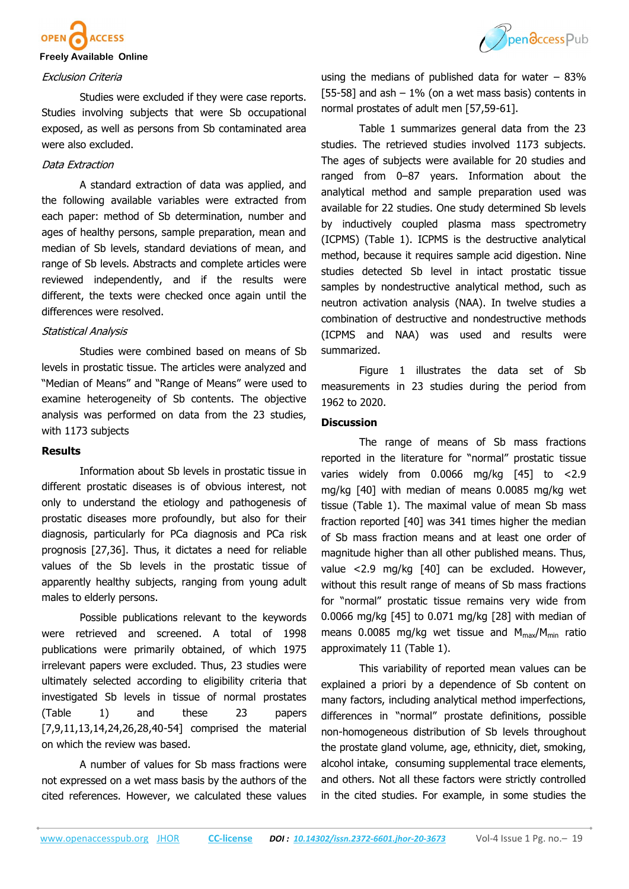*Exclusion Criteria*

Studies were excluded if they were case reports. Studies involving subjects that were Sb occupational exposed, as well as persons from Sb contaminated area were also excluded.

*Data Extraction*

A standard extraction of data was applied, and the following available variables were extracted from each paper: method of Sb determination, number and ages of healthy persons, sample preparation, mean and median of Sb levels, standard deviations of mean, and range of Sb levels. Abstracts and complete articles were reviewed independently, and if the results were different, the texts were checked once again until the differences were resolved.

*Statistical Analysis*

Studies were combined based on means of Sb levels in prostatic tissue. The articles were analyzed and "Median of Means" and "Range of Means" were used to examine heterogeneity of Sb contents. The objective analysis was performed on data from the 23 studies, with 1173 subjects

## Results

Information about Sb levels in prostatic tissue in different prostatic diseases is of obvious interest, not only to understand the etiology and pathogenesis of prostatic diseases more profoundly, but also for their diagnosis, particularly for PCa diagnosis and PCa risk prognosis [27,36]. Thus, it dictates a need for reliable values of the Sb levels in the prostatic tissue of apparently healthy subjects, ranging from young adult males to elderly persons.

Possible publications relevant to the keywords were retrieved and screened. A total of 1998 publications were primarily obtained, of which 1975 irrelevant papers were excluded. Thus, 23 studies were ultimately selected according to eligibility criteria that investigated Sb levels in tissue of normal prostates (Table 1) and these 23 papers [7,9,11,13,14,24,26,28,40-54] comprised the material on which the review was based.

A number of values for Sb mass fractions were not expressed on a wet mass basis by the authors of the cited references. However, we calculated these values using the medians of published data for water – 83% [55-58] and ash – 1% (on a wet mass basis) contents in normal prostates of adult men [57,59-61].

Table 1 summarizes general data from the 23 studies. The retrieved studies involved 1173 subjects. The ages of subjects were available for 20 studies and ranged from 0–87 years. Information about the analytical method and sample preparation used was available for 22 studies. One study determined Sb levels by inductively coupled plasma mass spectrometry (ICPMS) (Table 1). ICPMS is the destructive analytical method, because it requires sample acid digestion. Nine studies detected Sb level in intact prostatic tissue samples by nondestructive analytical method, such as neutron activation analysis (NAA). In twelve studies a combination of destructive and nondestructive methods (ICPMS and NAA) was used and results were summarized.

Figure 1 illustrates the data set of Sb measurements in 23 studies during the period from 1962 to 2020.

## Discussion

The range of means of Sb mass fractions reported in the literature for "normal" prostatic tissue varies widely from 0.0066 mg/kg [45] to <2.9 mg/kg [40] with median of means 0.0085 mg/kg wet tissue (Table 1). The maximal value of mean Sb mass fraction reported [40] was 341 times higher the median of Sb mass fraction means and at least one order of magnitude higher than all other published means. Thus, value <2.9 mg/kg [40] can be excluded. However, without this result range of means of Sb mass fractions for "normal" prostatic tissue remains very wide from 0.0066 mg/kg [45] to 0.071 mg/kg [28] with median of means 0.0085 mg/kg wet tissue and $M_{max}/M_{min}$ ratio approximately 11 (Table 1).

This variability of reported mean values can be explained a priori by a dependence of Sb content on many factors, including analytical method imperfections, differences in "normal" prostate definitions, possible non-homogeneous distribution of Sb levels throughout the prostate gland volume, age, ethnicity, diet, smoking, alcohol intake, consuming supplemental trace elements, and others. Not all these factors were strictly controlled in the cited studies. For example, in some studies the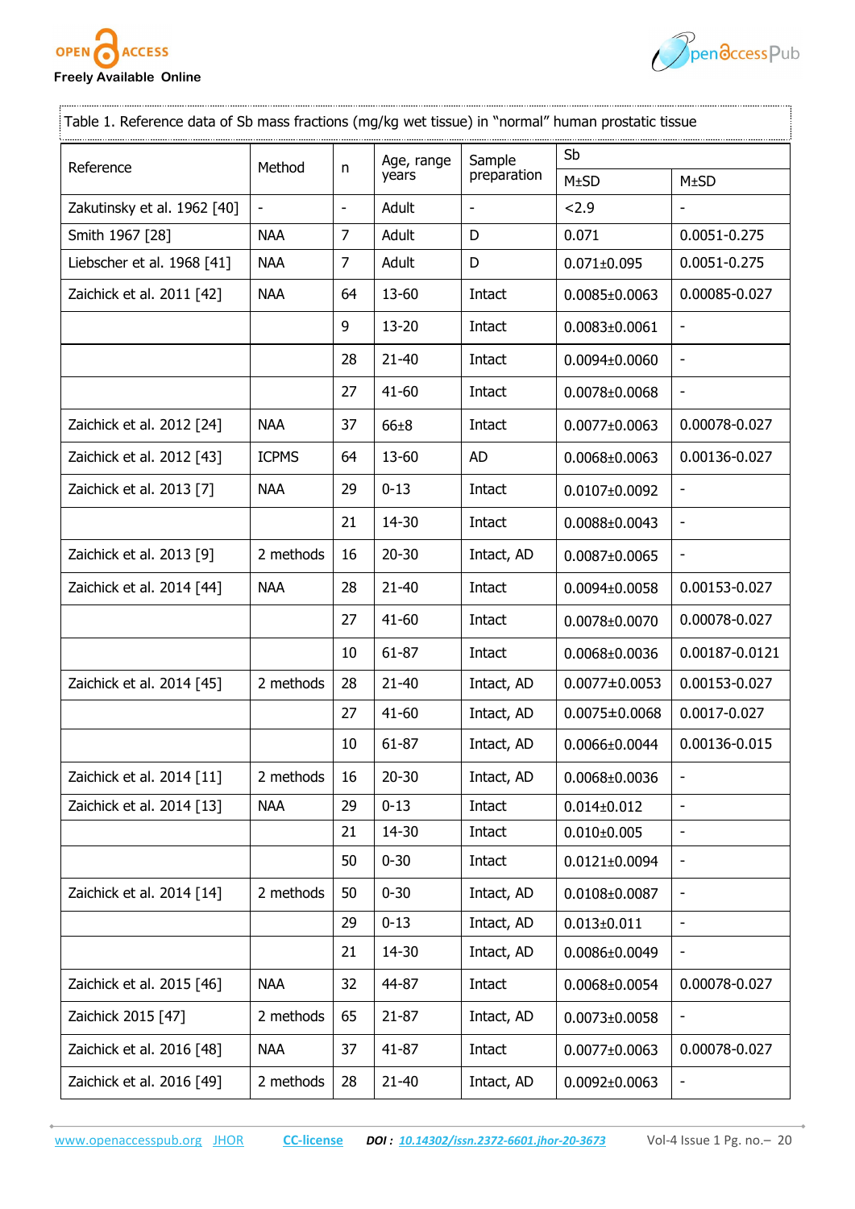Table 1. Reference data of Sb mass fractions (mg/kg wet tissue) in "normal" human prostatic tissue

| Reference | Method | n | Age, range years | Sample preparation | Sb | |
|---|---|---|---|---|---|---|
| | | | | | M±SD | M±SD |
| Zakutinsky et al. 1962 [40] | - | - | Adult | - | <2.9 | - |
| Smith 1967 [28] | NAA | 7 | Adult | D | 0.071 | 0.0051-0.275 |
| Liebscher et al. 1968 [41] | NAA | 7 | Adult | D | 0.071±0.095 | 0.0051-0.275 |
| Zaichick et al. 2011 [42] | NAA | 64 | 13-60 | Intact | 0.0085±0.0063 | 0.00085-0.027 |
| | | 9 | 13-20 | Intact | 0.0083±0.0061 | - |
| | | 28 | 21-40 | Intact | 0.0094±0.0060 | - |
| | | 27 | 41-60 | Intact | 0.0078±0.0068 | - |
| Zaichick et al. 2012 [24] | NAA | 37 | 66±8 | Intact | 0.0077±0.0063 | 0.00078-0.027 |
| Zaichick et al. 2012 [43] | ICPMS | 64 | 13-60 | AD | 0.0068±0.0063 | 0.00136-0.027 |
| Zaichick et al. 2013 [7] | NAA | 29 | 0-13 | Intact | 0.0107±0.0092 | - |
| | | 21 | 14-30 | Intact | 0.0088±0.0043 | - |
| Zaichick et al. 2013 [9] | 2 methods | 16 | 20-30 | Intact, AD | 0.0087±0.0065 | - |
| Zaichick et al. 2014 [44] | NAA | 28 | 21-40 | Intact | 0.0094±0.0058 | 0.00153-0.027 |
| | | 27 | 41-60 | Intact | 0.0078±0.0070 | 0.00078-0.027 |
| | | 10 | 61-87 | Intact | 0.0068±0.0036 | 0.00187-0.0121 |
| Zaichick et al. 2014 [45] | 2 methods | 28 | 21-40 | Intact, AD | 0.0077±0.0053 | 0.00153-0.027 |
| | | 27 | 41-60 | Intact, AD | 0.0075±0.0068 | 0.0017-0.027 |
| | | 10 | 61-87 | Intact, AD | 0.0066±0.0044 | 0.00136-0.015 |
| Zaichick et al. 2014 [11] | 2 methods | 16 | 20-30 | Intact, AD | 0.0068±0.0036 | - |
| Zaichick et al. 2014 [13] | NAA | 29 | 0-13 | Intact | 0.014±0.012 | - |
| | | 21 | 14-30 | Intact | 0.010±0.005 | - |
| | | 50 | 0-30 | Intact | 0.0121±0.0094 | - |
| Zaichick et al. 2014 [14] | 2 methods | 50 | 0-30 | Intact, AD | 0.0108±0.0087 | - |
| | | 29 | 0-13 | Intact, AD | 0.013±0.011 | - |
| | | 21 | 14-30 | Intact, AD | 0.0086±0.0049 | - |
| Zaichick et al. 2015 [46] | NAA | 32 | 44-87 | Intact | 0.0068±0.0054 | 0.00078-0.027 |
| Zaichick 2015 [47] | 2 methods | 65 | 21-87 | Intact, AD | 0.0073±0.0058 | - |
| Zaichick et al. 2016 [48] | NAA | 37 | 41-87 | Intact | 0.0077±0.0063 | 0.00078-0.027 |
| Zaichick et al. 2016 [49] | 2 methods | 28 | 21-40 | Intact, AD | 0.0092±0.0063 | - |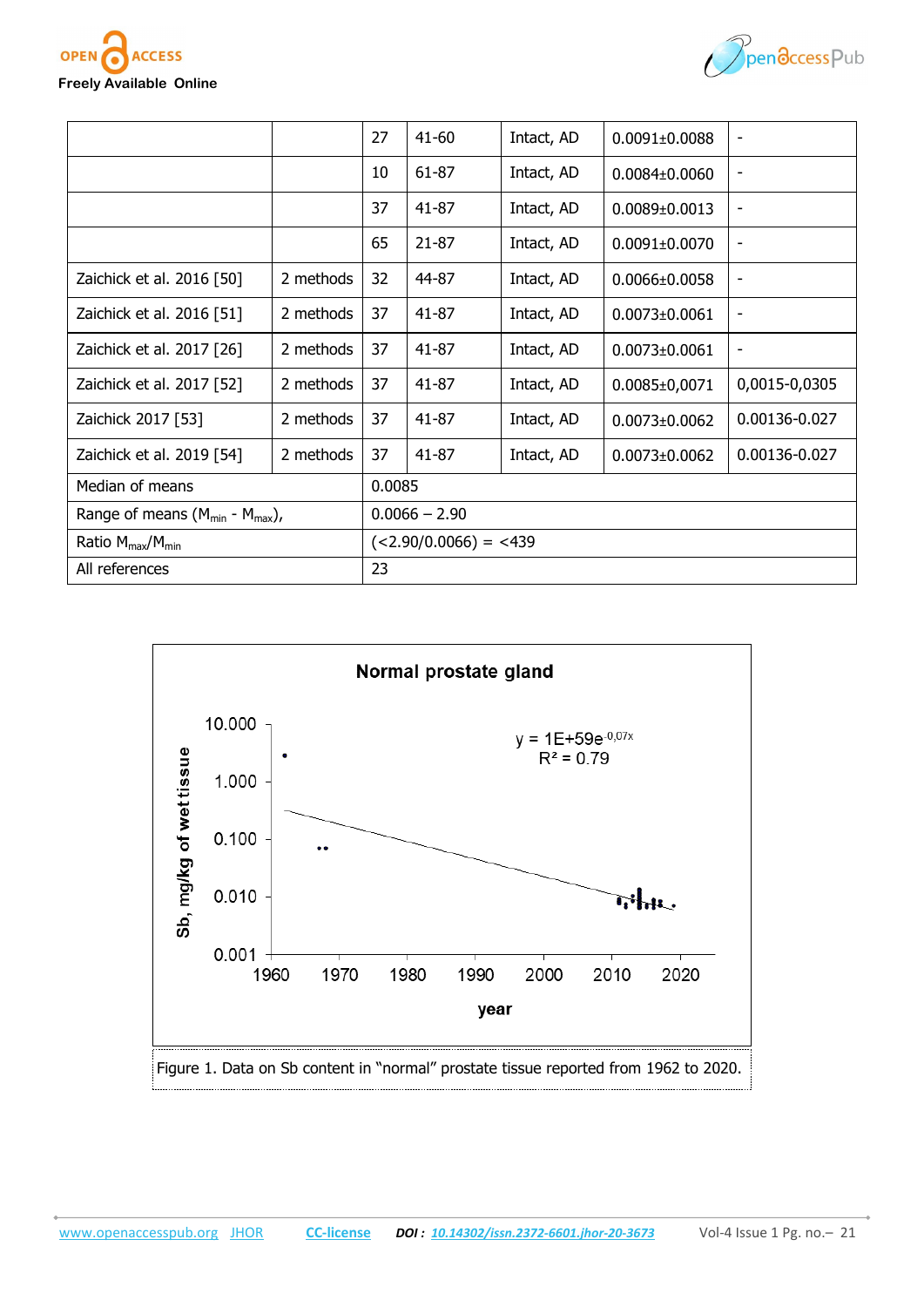| | | | | | | |
|---|---|---|---|---|---|---|
| | | 27 | 41-60 | Intact, AD | 0.0091±0.0088 | - |
| | | 10 | 61-87 | Intact, AD | 0.0084±0.0060 | - |
| | | 37 | 41-87 | Intact, AD | 0.0089±0.0013 | - |
| | | 65 | 21-87 | Intact, AD | 0.0091±0.0070 | - |
| Zaichick et al. 2016 [50] | 2 methods | 32 | 44-87 | Intact, AD | 0.0066±0.0058 | - |
| Zaichick et al. 2016 [51] | 2 methods | 37 | 41-87 | Intact, AD | 0.0073±0.0061 | - |
| Zaichick et al. 2017 [26] | 2 methods | 37 | 41-87 | Intact, AD | 0.0073±0.0061 | - |
| Zaichick et al. 2017 [52] | 2 methods | 37 | 41-87 | Intact, AD | 0.0085±0,0071 | 0,0015-0,0305 |
| Zaichick 2017 [53] | 2 methods | 37 | 41-87 | Intact, AD | 0.0073±0.0062 | 0.00136-0.027 |
| Zaichick et al. 2019 [54] | 2 methods | 37 | 41-87 | Intact, AD | 0.0073±0.0062 | 0.00136-0.027 |
| Median of means | | 0.0085 | | | | |
| Range of means ($M_{min}$ - $M_{max}$), | | 0.0066 – 2.90 | | | | |
| Ratio $M_{max}/M_{min}$ | | (<2.90/0.0066) = <439 | | | | |
| All references | | 23 | | | | |

Figure 1. Data on Sb content in "normal" prostate tissue reported from 1962 to 2020.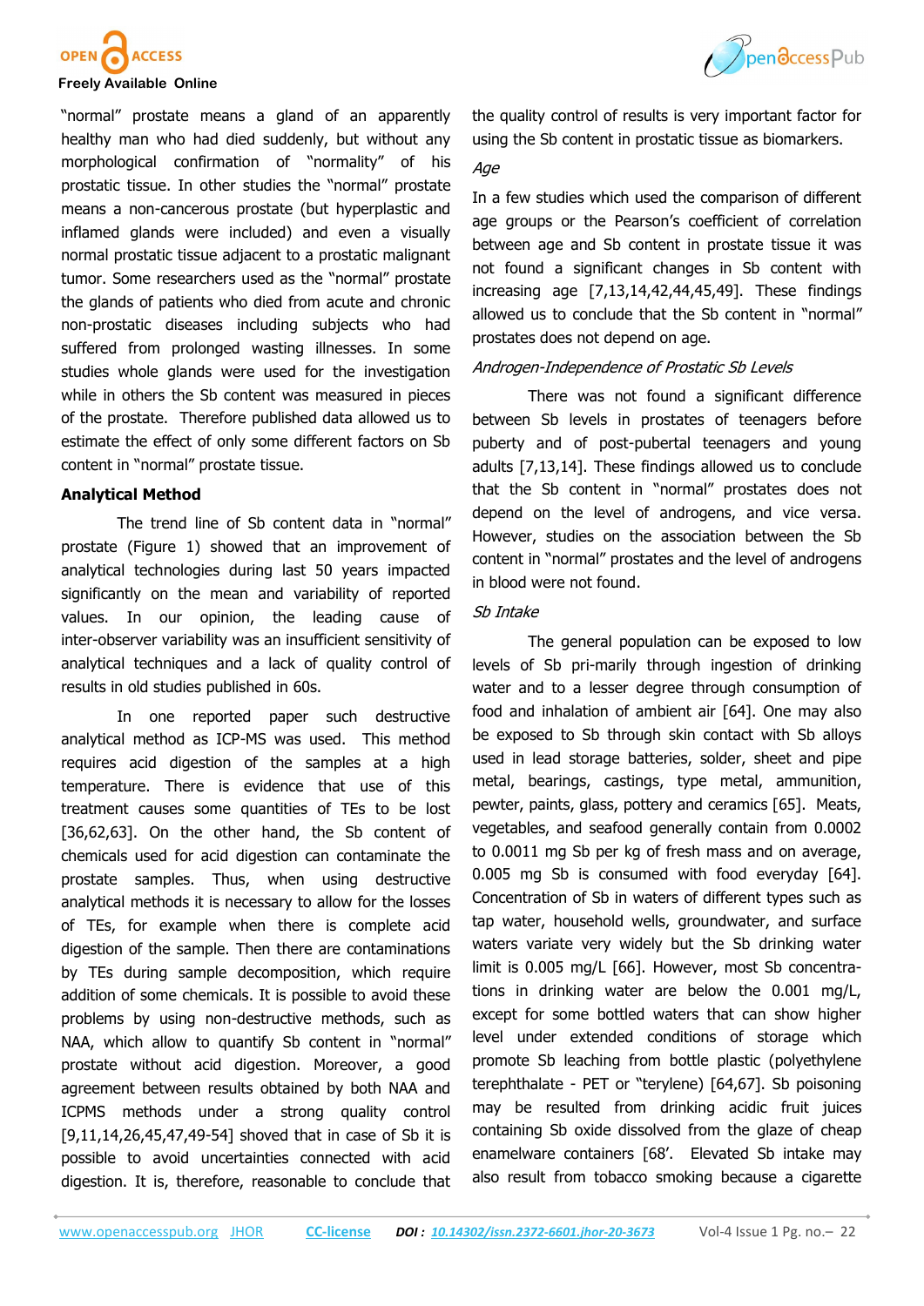"normal" prostate means a gland of an apparently healthy man who had died suddenly, but without any morphological confirmation of "normality" of his prostatic tissue. In other studies the "normal" prostate means a non-cancerous prostate (but hyperplastic and inflamed glands were included) and even a visually normal prostatic tissue adjacent to a prostatic malignant tumor. Some researchers used as the "normal" prostate the glands of patients who died from acute and chronic non-prostatic diseases including subjects who had suffered from prolonged wasting illnesses. In some studies whole glands were used for the investigation while in others the Sb content was measured in pieces of the prostate. Therefore published data allowed us to estimate the effect of only some different factors on Sb content in "normal" prostate tissue.

### Analytical Method

The trend line of Sb content data in "normal" prostate (Figure 1) showed that an improvement of analytical technologies during last 50 years impacted significantly on the mean and variability of reported values. In our opinion, the leading cause of inter-observer variability was an insufficient sensitivity of analytical techniques and a lack of quality control of results in old studies published in 60s.

In one reported paper such destructive analytical method as ICP-MS was used. This method requires acid digestion of the samples at a high temperature. There is evidence that use of this treatment causes some quantities of TEs to be lost [36,62,63]. On the other hand, the Sb content of chemicals used for acid digestion can contaminate the prostate samples. Thus, when using destructive analytical methods it is necessary to allow for the losses of TEs, for example when there is complete acid digestion of the sample. Then there are contaminations by TEs during sample decomposition, which require addition of some chemicals. It is possible to avoid these problems by using non-destructive methods, such as NAA, which allow to quantify Sb content in "normal" prostate without acid digestion. Moreover, a good agreement between results obtained by both NAA and ICPMS methods under a strong quality control [9,11,14,26,45,47,49-54] shoved that in case of Sb it is possible to avoid uncertainties connected with acid digestion. It is, therefore, reasonable to conclude that the quality control of results is very important factor for using the Sb content in prostatic tissue as biomarkers.

#### *Age*

In a few studies which used the comparison of different age groups or the Pearson's coefficient of correlation between age and Sb content in prostate tissue it was not found a significant changes in Sb content with increasing age [7,13,14,42,44,45,49]. These findings allowed us to conclude that the Sb content in "normal" prostates does not depend on age.

#### *Androgen-Independence of Prostatic Sb Levels*

There was not found a significant difference between Sb levels in prostates of teenagers before puberty and of post-pubertal teenagers and young adults [7,13,14]. These findings allowed us to conclude that the Sb content in "normal" prostates does not depend on the level of androgens, and vice versa. However, studies on the association between the Sb content in "normal" prostates and the level of androgens in blood were not found.

#### *Sb Intake*

The general population can be exposed to low levels of Sb pri-marily through ingestion of drinking water and to a lesser degree through consumption of food and inhalation of ambient air [64]. One may also be exposed to Sb through skin contact with Sb alloys used in lead storage batteries, solder, sheet and pipe metal, bearings, castings, type metal, ammunition, pewter, paints, glass, pottery and ceramics [65]. Meats, vegetables, and seafood generally contain from 0.0002 to 0.0011 mg Sb per kg of fresh mass and on average, 0.005 mg Sb is consumed with food everyday [64]. Concentration of Sb in waters of different types such as tap water, household wells, groundwater, and surface waters variate very widely but the Sb drinking water limit is 0.005 mg/L [66]. However, most Sb concentra-tions in drinking water are below the 0.001 mg/L, except for some bottled waters that can show higher level under extended conditions of storage which promote Sb leaching from bottle plastic (polyethylene terephthalate - PET or "terylene) [64,67]. Sb poisoning may be resulted from drinking acidic fruit juices containing Sb oxide dissolved from the glaze of cheap enamelware containers [68'. Elevated Sb intake may also result from tobacco smoking because a cigarette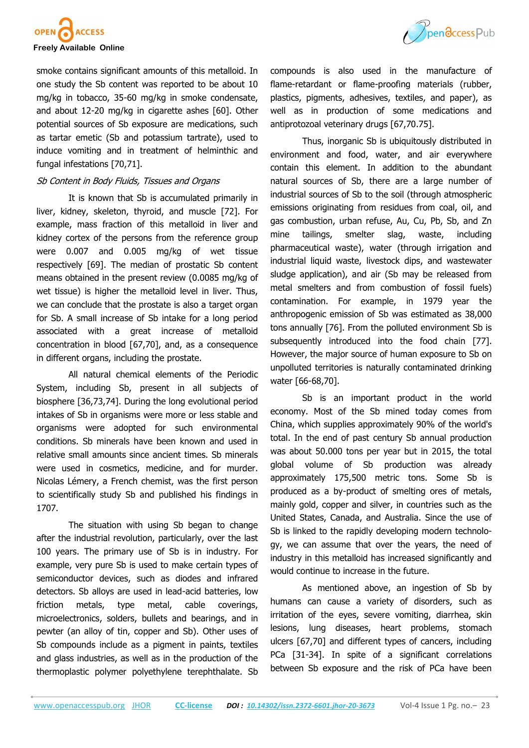smoke contains significant amounts of this metalloid. In one study the Sb content was reported to be about 10 mg/kg in tobacco, 35-60 mg/kg in smoke condensate, and about 12-20 mg/kg in cigarette ashes [60]. Other potential sources of Sb exposure are medications, such as tartar emetic (Sb and potassium tartrate), used to induce vomiting and in treatment of helminthic and fungal infestations [70,71].

*Sb Content in Body Fluids, Tissues and Organs*

It is known that Sb is accumulated primarily in liver, kidney, skeleton, thyroid, and muscle [72]. For example, mass fraction of this metalloid in liver and kidney cortex of the persons from the reference group were 0.007 and 0.005 mg/kg of wet tissue respectively [69]. The median of prostatic Sb content means obtained in the present review (0.0085 mg/kg of wet tissue) is higher the metalloid level in liver. Thus, we can conclude that the prostate is also a target organ for Sb. A small increase of Sb intake for a long period associated with a great increase of metalloid concentration in blood [67,70], and, as a consequence in different organs, including the prostate.

All natural chemical elements of the Periodic System, including Sb, present in all subjects of biosphere [36,73,74]. During the long evolutional period intakes of Sb in organisms were more or less stable and organisms were adopted for such environmental conditions. Sb minerals have been known and used in relative small amounts since ancient times. Sb minerals were used in cosmetics, medicine, and for murder. Nicolas Lémery, a French chemist, was the first person to scientifically study Sb and published his findings in 1707.

The situation with using Sb began to change after the industrial revolution, particularly, over the last 100 years. The primary use of Sb is in industry. For example, very pure Sb is used to make certain types of semiconductor devices, such as diodes and infrared detectors. Sb alloys are used in lead-acid batteries, low friction metals, type metal, cable coverings, microelectronics, solders, bullets and bearings, and in pewter (an alloy of tin, copper and Sb). Other uses of Sb compounds include as a pigment in paints, textiles and glass industries, as well as in the production of the thermoplastic polymer polyethylene terephthalate. Sb compounds is also used in the manufacture of flame-retardant or flame-proofing materials (rubber, plastics, pigments, adhesives, textiles, and paper), as well as in production of some medications and antiprotozoal veterinary drugs [67,70.75].

Thus, inorganic Sb is ubiquitously distributed in environment and food, water, and air everywhere contain this element. In addition to the abundant natural sources of Sb, there are a large number of industrial sources of Sb to the soil (through atmospheric emissions originating from residues from coal, oil, and gas combustion, urban refuse, Au, Cu, Pb, Sb, and Zn mine tailings, smelter slag, waste, including pharmaceutical waste), water (through irrigation and industrial liquid waste, livestock dips, and wastewater sludge application), and air (Sb may be released from metal smelters and from combustion of fossil fuels) contamination. For example, in 1979 year the anthropogenic emission of Sb was estimated as 38,000 tons annually [76]. From the polluted environment Sb is subsequently introduced into the food chain [77]. However, the major source of human exposure to Sb on unpolluted territories is naturally contaminated drinking water [66-68,70].

Sb is an important product in the world economy. Most of the Sb mined today comes from China, which supplies approximately 90% of the world's total. In the end of past century Sb annual production was about 50.000 tons per year but in 2015, the total global volume of Sb production was already approximately 175,500 metric tons. Some Sb is produced as a by-product of smelting ores of metals, mainly gold, copper and silver, in countries such as the United States, Canada, and Australia. Since the use of Sb is linked to the rapidly developing modern technology, we can assume that over the years, the need of industry in this metalloid has increased significantly and would continue to increase in the future.

As mentioned above, an ingestion of Sb by humans can cause a variety of disorders, such as irritation of the eyes, severe vomiting, diarrhea, skin lesions, lung diseases, heart problems, stomach ulcers [67,70] and different types of cancers, including PCa [31-34]. In spite of a significant correlations between Sb exposure and the risk of PCa have been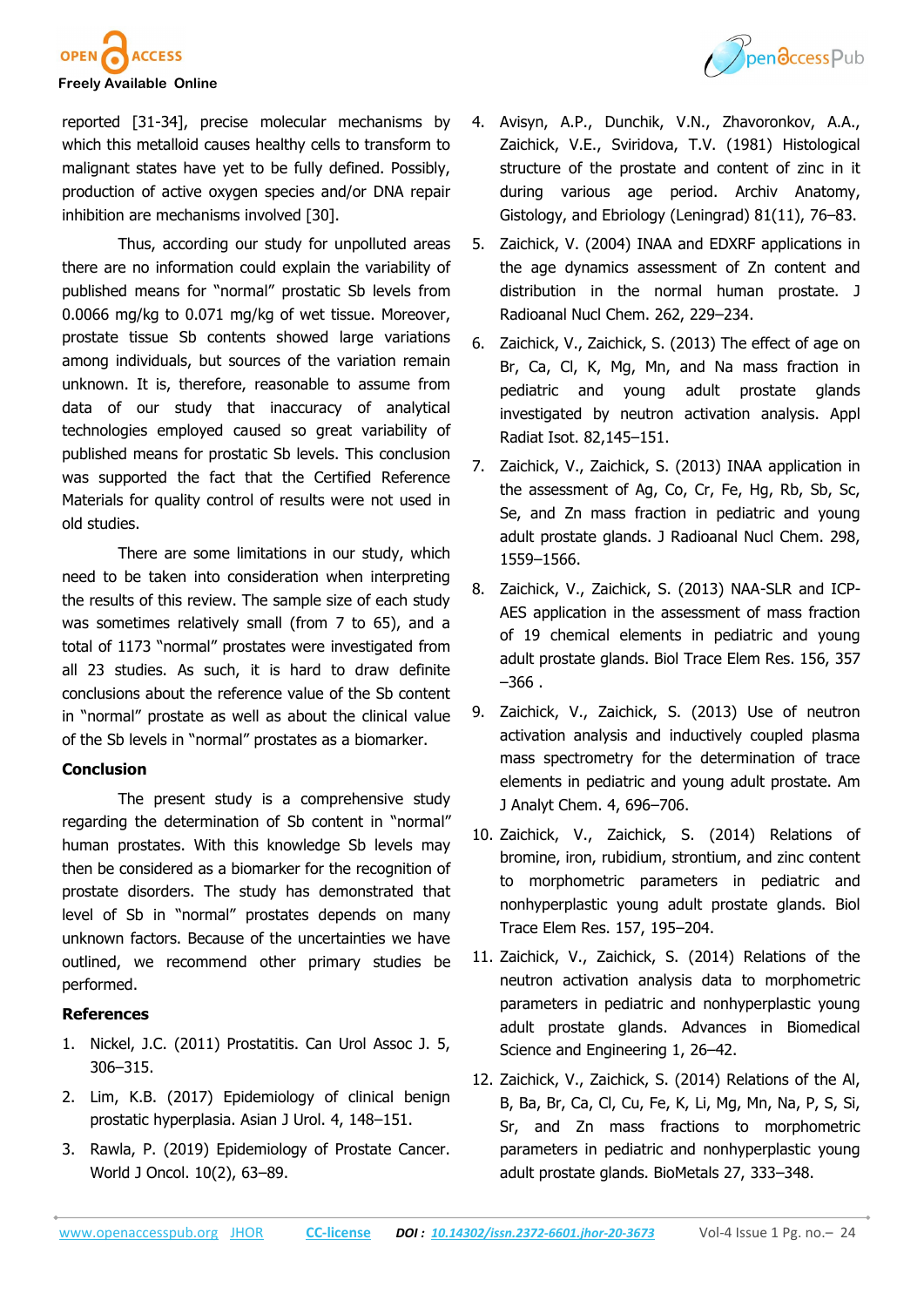reported [31-34], precise molecular mechanisms by which this metalloid causes healthy cells to transform to malignant states have yet to be fully defined. Possibly, production of active oxygen species and/or DNA repair inhibition are mechanisms involved [30].

Thus, according our study for unpolluted areas there are no information could explain the variability of published means for "normal" prostatic Sb levels from 0.0066 mg/kg to 0.071 mg/kg of wet tissue. Moreover, prostate tissue Sb contents showed large variations among individuals, but sources of the variation remain unknown. It is, therefore, reasonable to assume from data of our study that inaccuracy of analytical technologies employed caused so great variability of published means for prostatic Sb levels. This conclusion was supported the fact that the Certified Reference Materials for quality control of results were not used in old studies.

There are some limitations in our study, which need to be taken into consideration when interpreting the results of this review. The sample size of each study was sometimes relatively small (from 7 to 65), and a total of 1173 "normal" prostates were investigated from all 23 studies. As such, it is hard to draw definite conclusions about the reference value of the Sb content in "normal" prostate as well as about the clinical value of the Sb levels in "normal" prostates as a biomarker.

## Conclusion

The present study is a comprehensive study regarding the determination of Sb content in "normal" human prostates. With this knowledge Sb levels may then be considered as a biomarker for the recognition of prostate disorders. The study has demonstrated that level of Sb in "normal" prostates depends on many unknown factors. Because of the uncertainties we have outlined, we recommend other primary studies be performed.

## References

1. Nickel, J.C. (2011) Prostatitis. Can Urol Assoc J. 5, 306–315.
2. Lim, K.B. (2017) Epidemiology of clinical benign prostatic hyperplasia. Asian J Urol. 4, 148–151.
3. Rawla, P. (2019) Epidemiology of Prostate Cancer. World J Oncol. 10(2), 63–89.
4. Avisyn, A.P., Dunchik, V.N., Zhavoronkov, A.A., Zaichick, V.E., Sviridova, T.V. (1981) Histological structure of the prostate and content of zinc in it during various age period. Archiv Anatomy, Gistology, and Ebriology (Leningrad) 81(11), 76–83.
5. Zaichick, V. (2004) INAA and EDXRF applications in the age dynamics assessment of Zn content and distribution in the normal human prostate. J Radioanal Nucl Chem. 262, 229–234.
6. Zaichick, V., Zaichick, S. (2013) The effect of age on Br, Ca, Cl, K, Mg, Mn, and Na mass fraction in pediatric and young adult prostate glands investigated by neutron activation analysis. Appl Radiat Isot. 82,145–151.
7. Zaichick, V., Zaichick, S. (2013) INAA application in the assessment of Ag, Co, Cr, Fe, Hg, Rb, Sb, Sc, Se, and Zn mass fraction in pediatric and young adult prostate glands. J Radioanal Nucl Chem. 298, 1559–1566.
8. Zaichick, V., Zaichick, S. (2013) NAA-SLR and ICP-AES application in the assessment of mass fraction of 19 chemical elements in pediatric and young adult prostate glands. Biol Trace Elem Res. 156, 357 –366 .
9. Zaichick, V., Zaichick, S. (2013) Use of neutron activation analysis and inductively coupled plasma mass spectrometry for the determination of trace elements in pediatric and young adult prostate. Am J Analyt Chem. 4, 696–706.
10. Zaichick, V., Zaichick, S. (2014) Relations of bromine, iron, rubidium, strontium, and zinc content to morphometric parameters in pediatric and nonhyperplastic young adult prostate glands. Biol Trace Elem Res. 157, 195–204.
11. Zaichick, V., Zaichick, S. (2014) Relations of the neutron activation analysis data to morphometric parameters in pediatric and nonhyperplastic young adult prostate glands. Advances in Biomedical Science and Engineering 1, 26–42.
12. Zaichick, V., Zaichick, S. (2014) Relations of the Al, B, Ba, Br, Ca, Cl, Cu, Fe, K, Li, Mg, Mn, Na, P, S, Si, Sr, and Zn mass fractions to morphometric parameters in pediatric and nonhyperplastic young adult prostate glands. BioMetals 27, 333–348.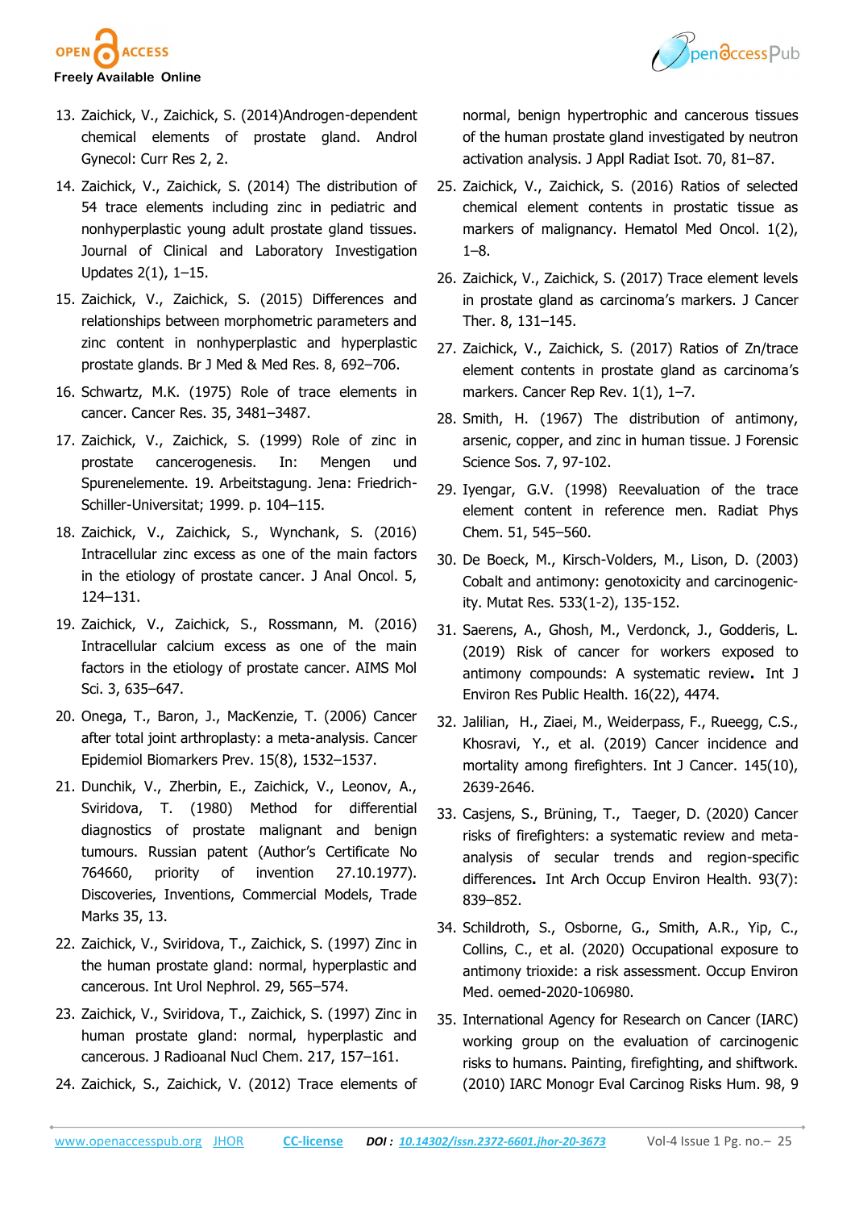13. Zaichick, V., Zaichick, S. (2014)Androgen-dependent chemical elements of prostate gland. Androl Gynecol: Curr Res 2, 2.
14. Zaichick, V., Zaichick, S. (2014) The distribution of 54 trace elements including zinc in pediatric and nonhyperplastic young adult prostate gland tissues. Journal of Clinical and Laboratory Investigation Updates 2(1), 1–15.
15. Zaichick, V., Zaichick, S. (2015) Differences and relationships between morphometric parameters and zinc content in nonhyperplastic and hyperplastic prostate glands. Br J Med & Med Res. 8, 692–706.
16. Schwartz, M.K. (1975) Role of trace elements in cancer. Cancer Res. 35, 3481–3487.
17. Zaichick, V., Zaichick, S. (1999) Role of zinc in prostate cancerogenesis. In: Mengen und Spurenelemente. 19. Arbeitstagung. Jena: Friedrich-Schiller-Universitat; 1999. p. 104–115.
18. Zaichick, V., Zaichick, S., Wynchank, S. (2016) Intracellular zinc excess as one of the main factors in the etiology of prostate cancer. J Anal Oncol. 5, 124–131.
19. Zaichick, V., Zaichick, S., Rossmann, M. (2016) Intracellular calcium excess as one of the main factors in the etiology of prostate cancer. AIMS Mol Sci. 3, 635–647.
20. Onega, T., Baron, J., MacKenzie, T. (2006) Cancer after total joint arthroplasty: a meta-analysis. Cancer Epidemiol Biomarkers Prev. 15(8), 1532–1537.
21. Dunchik, V., Zherbin, E., Zaichick, V., Leonov, A., Sviridova, T. (1980) Method for differential diagnostics of prostate malignant and benign tumours. Russian patent (Author's Certificate No 764660, priority of invention 27.10.1977). Discoveries, Inventions, Commercial Models, Trade Marks 35, 13.
22. Zaichick, V., Sviridova, T., Zaichick, S. (1997) Zinc in the human prostate gland: normal, hyperplastic and cancerous. Int Urol Nephrol. 29, 565–574.
23. Zaichick, V., Sviridova, T., Zaichick, S. (1997) Zinc in human prostate gland: normal, hyperplastic and cancerous. J Radioanal Nucl Chem. 217, 157–161.
24. Zaichick, S., Zaichick, V. (2012) Trace elements of normal, benign hypertrophic and cancerous tissues of the human prostate gland investigated by neutron activation analysis. J Appl Radiat Isot. 70, 81–87.
25. Zaichick, V., Zaichick, S. (2016) Ratios of selected chemical element contents in prostatic tissue as markers of malignancy. Hematol Med Oncol. 1(2), 1–8.
26. Zaichick, V., Zaichick, S. (2017) Trace element levels in prostate gland as carcinoma's markers. J Cancer Ther. 8, 131–145.
27. Zaichick, V., Zaichick, S. (2017) Ratios of Zn/trace element contents in prostate gland as carcinoma's markers. Cancer Rep Rev. 1(1), 1–7.
28. Smith, H. (1967) The distribution of antimony, arsenic, copper, and zinc in human tissue. J Forensic Science Sos. 7, 97-102.
29. Iyengar, G.V. (1998) Reevaluation of the trace element content in reference men. Radiat Phys Chem. 51, 545–560.
30. De Boeck, M., Kirsch-Volders, M., Lison, D. (2003) Cobalt and antimony: genotoxicity and carcinogenicity. Mutat Res. 533(1-2), 135-152.
31. Saerens, A., Ghosh, M., Verdonck, J., Godderis, L. (2019) Risk of cancer for workers exposed to antimony compounds: A systematic review**.** Int J Environ Res Public Health. 16(22), 4474.
32. Jalilian, H., Ziaei, M., Weiderpass, F., Rueegg, C.S., Khosravi, Y., et al. (2019) Cancer incidence and mortality among firefighters. Int J Cancer. 145(10), 2639-2646.
33. Casjens, S., Brüning, T., Taeger, D. (2020) Cancer risks of firefighters: a systematic review and meta-analysis of secular trends and region-specific differences**.** Int Arch Occup Environ Health. 93(7): 839–852.
34. Schildroth, S., Osborne, G., Smith, A.R., Yip, C., Collins, C., et al. (2020) Occupational exposure to antimony trioxide: a risk assessment. Occup Environ Med. oemed-2020-106980.
35. International Agency for Research on Cancer (IARC) working group on the evaluation of carcinogenic risks to humans. Painting, firefighting, and shiftwork. (2010) IARC Monogr Eval Carcinog Risks Hum. 98, 9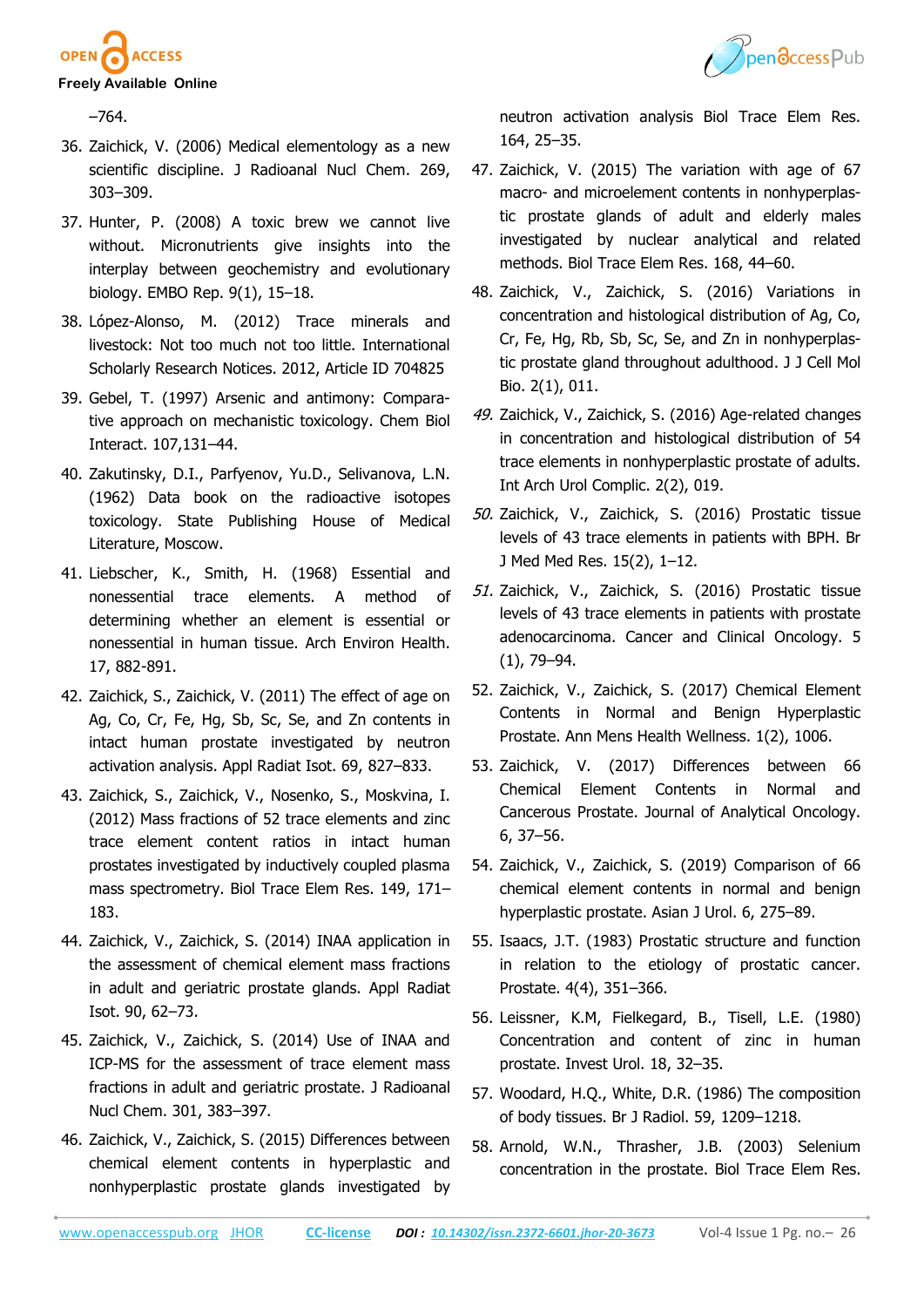–764.

36. Zaichick, V. (2006) Medical elementology as a new scientific discipline. J Radioanal Nucl Chem. 269, 303–309.
37. Hunter, P. (2008) A toxic brew we cannot live without. Micronutrients give insights into the interplay between geochemistry and evolutionary biology. EMBO Rep. 9(1), 15–18.
38. López-Alonso, M. (2012) Trace minerals and livestock: Not too much not too little. International Scholarly Research Notices. 2012, Article ID 704825
39. Gebel, T. (1997) Arsenic and antimony: Comparative approach on mechanistic toxicology. Chem Biol Interact. 107,131–44.
40. Zakutinsky, D.I., Parfyenov, Yu.D., Selivanova, L.N. (1962) Data book on the radioactive isotopes toxicology. State Publishing House of Medical Literature, Moscow.
41. Liebscher, K., Smith, H. (1968) Essential and nonessential trace elements. A method of determining whether an element is essential or nonessential in human tissue. Arch Environ Health. 17, 882-891.
42. Zaichick, S., Zaichick, V. (2011) The effect of age on Ag, Co, Cr, Fe, Hg, Sb, Sc, Se, and Zn contents in intact human prostate investigated by neutron activation analysis. Appl Radiat Isot. 69, 827–833.
43. Zaichick, S., Zaichick, V., Nosenko, S., Moskvina, I. (2012) Mass fractions of 52 trace elements and zinc trace element content ratios in intact human prostates investigated by inductively coupled plasma mass spectrometry. Biol Trace Elem Res. 149, 171–183.
44. Zaichick, V., Zaichick, S. (2014) INAA application in the assessment of chemical element mass fractions in adult and geriatric prostate glands. Appl Radiat Isot. 90, 62–73.
45. Zaichick, V., Zaichick, S. (2014) Use of INAA and ICP-MS for the assessment of trace element mass fractions in adult and geriatric prostate. J Radioanal Nucl Chem. 301, 383–397.
46. Zaichick, V., Zaichick, S. (2015) Differences between chemical element contents in hyperplastic and nonhyperplastic prostate glands investigated by neutron activation analysis Biol Trace Elem Res. 164, 25–35.
47. Zaichick, V. (2015) The variation with age of 67 macro- and microelement contents in nonhyperplastic prostate glands of adult and elderly males investigated by nuclear analytical and related methods. Biol Trace Elem Res. 168, 44–60.
48. Zaichick, V., Zaichick, S. (2016) Variations in concentration and histological distribution of Ag, Co, Cr, Fe, Hg, Rb, Sb, Sc, Se, and Zn in nonhyperplastic prostate gland throughout adulthood. J J Cell Mol Bio. 2(1), 011.
49. Zaichick, V., Zaichick, S. (2016) Age-related changes in concentration and histological distribution of 54 trace elements in nonhyperplastic prostate of adults. Int Arch Urol Complic. 2(2), 019.
50. Zaichick, V., Zaichick, S. (2016) Prostatic tissue levels of 43 trace elements in patients with BPH. Br J Med Med Res. 15(2), 1–12.
51. Zaichick, V., Zaichick, S. (2016) Prostatic tissue levels of 43 trace elements in patients with prostate adenocarcinoma. Cancer and Clinical Oncology. 5 (1), 79–94.
52. Zaichick, V., Zaichick, S. (2017) Chemical Element Contents in Normal and Benign Hyperplastic Prostate. Ann Mens Health Wellness. 1(2), 1006.
53. Zaichick, V. (2017) Differences between 66 Chemical Element Contents in Normal and Cancerous Prostate. Journal of Analytical Oncology. 6, 37–56.
54. Zaichick, V., Zaichick, S. (2019) Comparison of 66 chemical element contents in normal and benign hyperplastic prostate. Asian J Urol. 6, 275–89.
55. Isaacs, J.T. (1983) Prostatic structure and function in relation to the etiology of prostatic cancer. Prostate. 4(4), 351–366.
56. Leissner, K.M, Fielkegard, B., Tisell, L.E. (1980) Concentration and content of zinc in human prostate. Invest Urol. 18, 32–35.
57. Woodard, H.Q., White, D.R. (1986) The composition of body tissues. Br J Radiol. 59, 1209–1218.
58. Arnold, W.N., Thrasher, J.B. (2003) Selenium concentration in the prostate. Biol Trace Elem Res.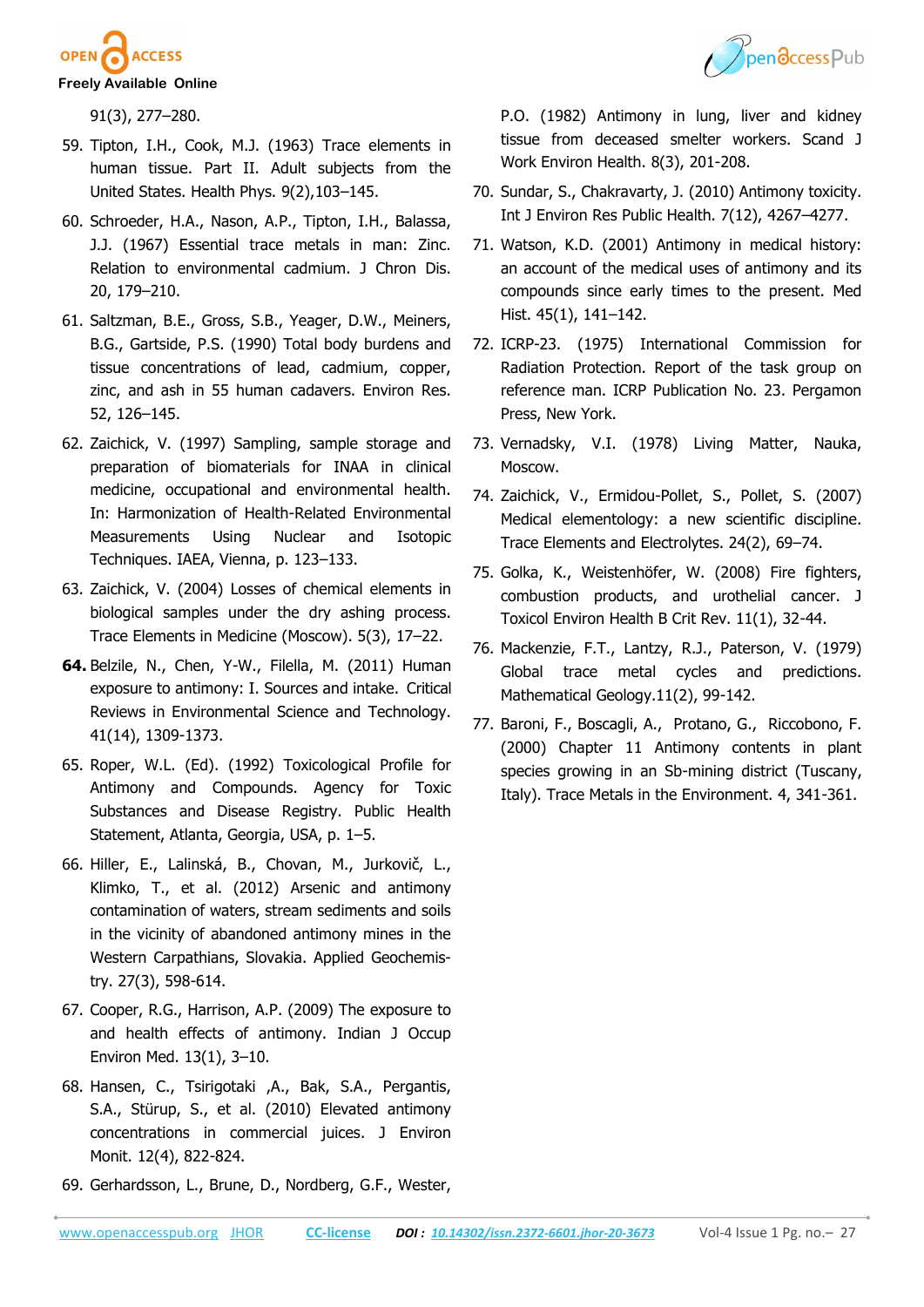91(3), 277–280.

59. Tipton, I.H., Cook, M.J. (1963) Trace elements in human tissue. Part II. Adult subjects from the United States. Health Phys. 9(2),103–145.
60. Schroeder, H.A., Nason, A.P., Tipton, I.H., Balassa, J.J. (1967) Essential trace metals in man: Zinc. Relation to environmental cadmium. J Chron Dis. 20, 179–210.
61. Saltzman, B.E., Gross, S.B., Yeager, D.W., Meiners, B.G., Gartside, P.S. (1990) Total body burdens and tissue concentrations of lead, cadmium, copper, zinc, and ash in 55 human cadavers. Environ Res. 52, 126–145.
62. Zaichick, V. (1997) Sampling, sample storage and preparation of biomaterials for INAA in clinical medicine, occupational and environmental health. In: Harmonization of Health-Related Environmental Measurements Using Nuclear and Isotopic Techniques. IAEA, Vienna, p. 123–133.
63. Zaichick, V. (2004) Losses of chemical elements in biological samples under the dry ashing process. Trace Elements in Medicine (Moscow). 5(3), 17–22.
64. Belzile, N., Chen, Y-W., Filella, M. (2011) Human exposure to antimony: I. Sources and intake. Critical Reviews in Environmental Science and Technology. 41(14), 1309-1373.
65. Roper, W.L. (Ed). (1992) Toxicological Profile for Antimony and Compounds. Agency for Toxic Substances and Disease Registry. Public Health Statement, Atlanta, Georgia, USA, p. 1–5.
66. Hiller, E., Lalinská, B., Chovan, M., Jurkovič, L., Klimko, T., et al. (2012) Arsenic and antimony contamination of waters, stream sediments and soils in the vicinity of abandoned antimony mines in the Western Carpathians, Slovakia. Applied Geochemistry. 27(3), 598-614.
67. Cooper, R.G., Harrison, A.P. (2009) The exposure to and health effects of antimony. Indian J Occup Environ Med. 13(1), 3–10.
68. Hansen, C., Tsirigotaki ,A., Bak, S.A., Pergantis, S.A., Stürup, S., et al. (2010) Elevated antimony concentrations in commercial juices. J Environ Monit. 12(4), 822-824.
69. Gerhardsson, L., Brune, D., Nordberg, G.F., Wester, P.O. (1982) Antimony in lung, liver and kidney tissue from deceased smelter workers. Scand J Work Environ Health. 8(3), 201-208.
70. Sundar, S., Chakravarty, J. (2010) Antimony toxicity. Int J Environ Res Public Health. 7(12), 4267–4277.
71. Watson, K.D. (2001) Antimony in medical history: an account of the medical uses of antimony and its compounds since early times to the present. Med Hist. 45(1), 141–142.
72. ICRP-23. (1975) International Commission for Radiation Protection. Report of the task group on reference man. ICRP Publication No. 23. Pergamon Press, New York.
73. Vernadsky, V.I. (1978) Living Matter, Nauka, Moscow.
74. Zaichick, V., Ermidou-Pollet, S., Pollet, S. (2007) Medical elementology: a new scientific discipline. Trace Elements and Electrolytes. 24(2), 69–74.
75. Golka, K., Weistenhöfer, W. (2008) Fire fighters, combustion products, and urothelial cancer. J Toxicol Environ Health B Crit Rev. 11(1), 32-44.
76. Mackenzie, F.T., Lantzy, R.J., Paterson, V. (1979) Global trace metal cycles and predictions. Mathematical Geology.11(2), 99-142.
77. Baroni, F., Boscagli, A., Protano, G., Riccobono, F. (2000) Chapter 11 Antimony contents in plant species growing in an Sb-mining district (Tuscany, Italy). Trace Metals in the Environment. 4, 341-361.